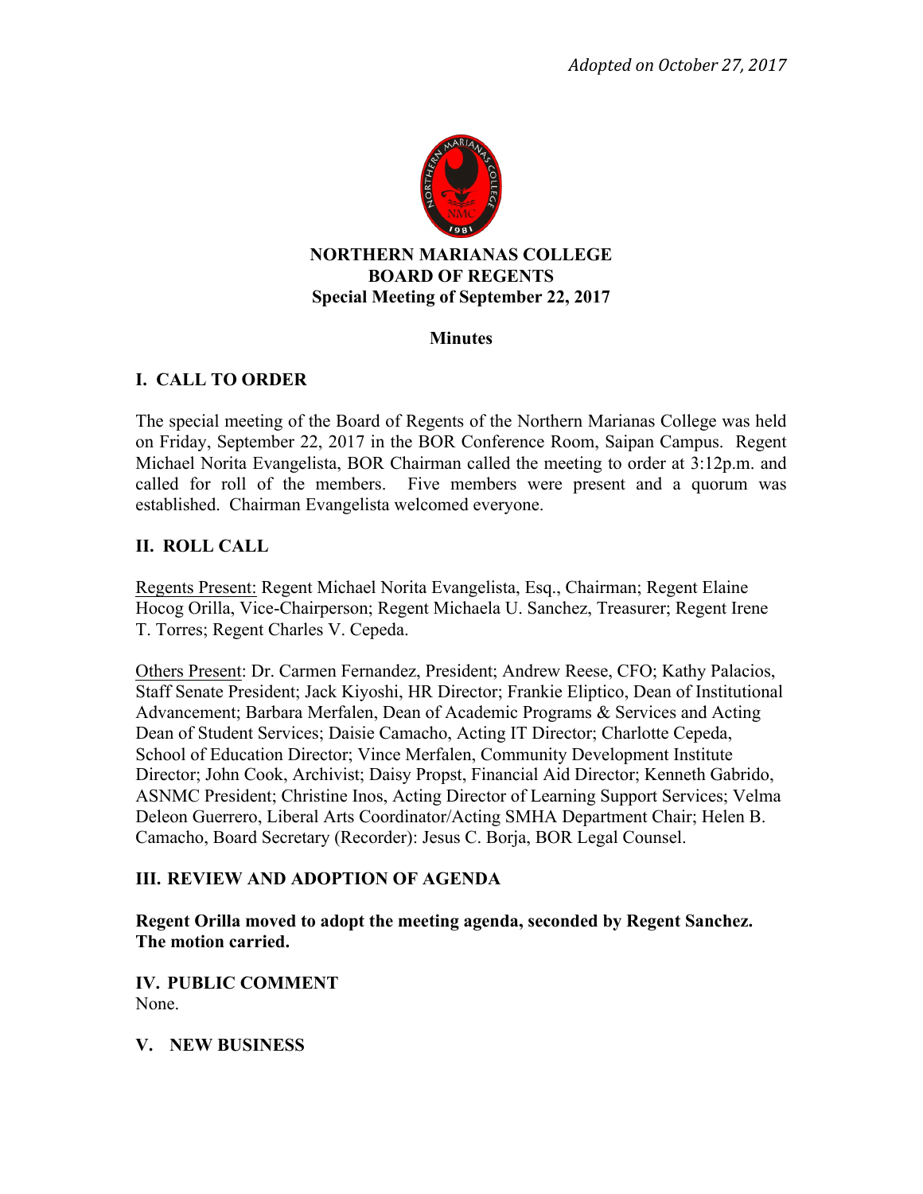*Adopted on October 27, 2017*

**NORTHERN MARIANAS COLLEGE**
**BOARD OF REGENTS**
**Special Meeting of September 22, 2017**

**Minutes**

## I. CALL TO ORDER

The special meeting of the Board of Regents of the Northern Marianas College was held on Friday, September 22, 2017 in the BOR Conference Room, Saipan Campus. Regent Michael Norita Evangelista, BOR Chairman called the meeting to order at 3:12p.m. and called for roll of the members. Five members were present and a quorum was established. Chairman Evangelista welcomed everyone.

## II. ROLL CALL

Regents Present: Regent Michael Norita Evangelista, Esq., Chairman; Regent Elaine Hocog Orilla, Vice-Chairperson; Regent Michaela U. Sanchez, Treasurer; Regent Irene T. Torres; Regent Charles V. Cepeda.

Others Present: Dr. Carmen Fernandez, President; Andrew Reese, CFO; Kathy Palacios, Staff Senate President; Jack Kiyoshi, HR Director; Frankie Eliptico, Dean of Institutional Advancement; Barbara Merfalen, Dean of Academic Programs & Services and Acting Dean of Student Services; Daisie Camacho, Acting IT Director; Charlotte Cepeda, School of Education Director; Vince Merfalen, Community Development Institute Director; John Cook, Archivist; Daisy Propst, Financial Aid Director; Kenneth Gabrido, ASNMC President; Christine Inos, Acting Director of Learning Support Services; Velma Deleon Guerrero, Liberal Arts Coordinator/Acting SMHA Department Chair; Helen B. Camacho, Board Secretary (Recorder): Jesus C. Borja, BOR Legal Counsel.

## III. REVIEW AND ADOPTION OF AGENDA

**Regent Orilla moved to adopt the meeting agenda, seconded by Regent Sanchez. The motion carried.**

## IV. PUBLIC COMMENT

None.

## V. NEW BUSINESS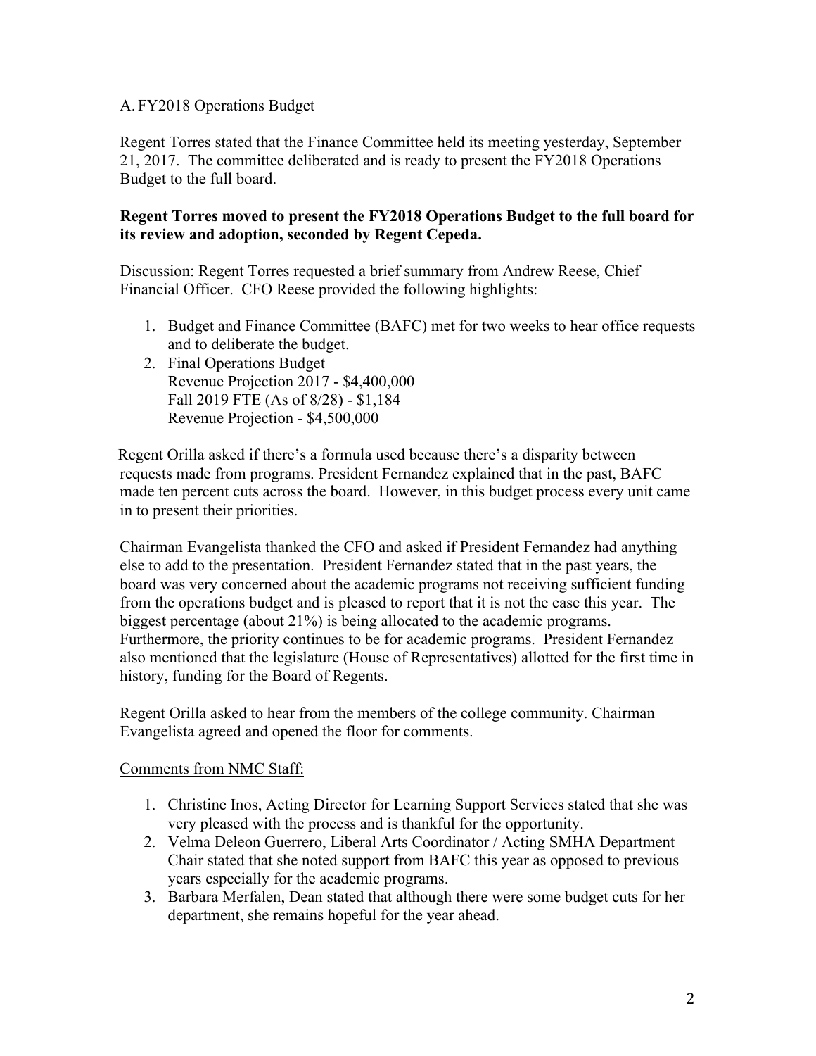A. FY2018 Operations Budget

Regent Torres stated that the Finance Committee held its meeting yesterday, September 21, 2017. The committee deliberated and is ready to present the FY2018 Operations Budget to the full board.

**Regent Torres moved to present the FY2018 Operations Budget to the full board for its review and adoption, seconded by Regent Cepeda.**

Discussion: Regent Torres requested a brief summary from Andrew Reese, Chief Financial Officer. CFO Reese provided the following highlights:

1. Budget and Finance Committee (BAFC) met for two weeks to hear office requests and to deliberate the budget.
2. Final Operations Budget
   Revenue Projection 2017 - $4,400,000
   Fall 2019 FTE (As of 8/28) - $1,184
   Revenue Projection - $4,500,000

Regent Orilla asked if there's a formula used because there's a disparity between requests made from programs. President Fernandez explained that in the past, BAFC made ten percent cuts across the board. However, in this budget process every unit came in to present their priorities.

Chairman Evangelista thanked the CFO and asked if President Fernandez had anything else to add to the presentation. President Fernandez stated that in the past years, the board was very concerned about the academic programs not receiving sufficient funding from the operations budget and is pleased to report that it is not the case this year. The biggest percentage (about 21%) is being allocated to the academic programs. Furthermore, the priority continues to be for academic programs. President Fernandez also mentioned that the legislature (House of Representatives) allotted for the first time in history, funding for the Board of Regents.

Regent Orilla asked to hear from the members of the college community. Chairman Evangelista agreed and opened the floor for comments.

Comments from NMC Staff:

1. Christine Inos, Acting Director for Learning Support Services stated that she was very pleased with the process and is thankful for the opportunity.
2. Velma Deleon Guerrero, Liberal Arts Coordinator / Acting SMHA Department Chair stated that she noted support from BAFC this year as opposed to previous years especially for the academic programs.
3. Barbara Merfalen, Dean stated that although there were some budget cuts for her department, she remains hopeful for the year ahead.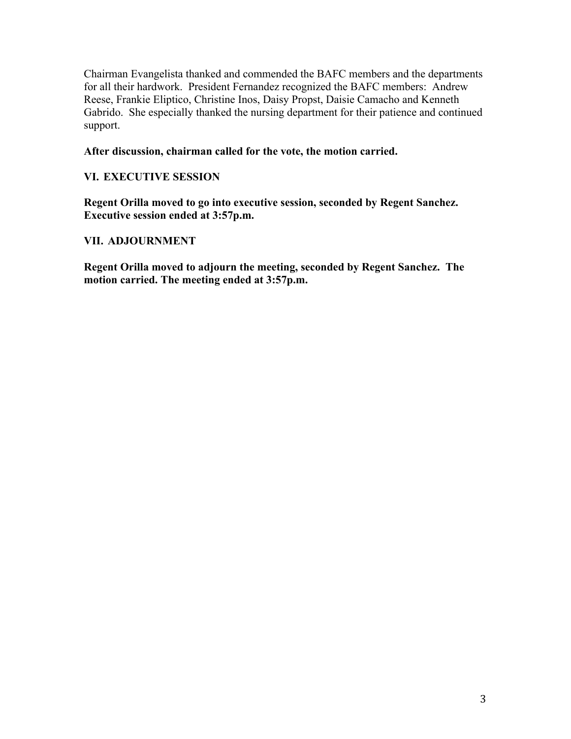Chairman Evangelista thanked and commended the BAFC members and the departments for all their hardwork. President Fernandez recognized the BAFC members: Andrew Reese, Frankie Eliptico, Christine Inos, Daisy Propst, Daisie Camacho and Kenneth Gabrido. She especially thanked the nursing department for their patience and continued support.

**After discussion, chairman called for the vote, the motion carried.**

## VI. EXECUTIVE SESSION

**Regent Orilla moved to go into executive session, seconded by Regent Sanchez. Executive session ended at 3:57p.m.**

## VII. ADJOURNMENT

**Regent Orilla moved to adjourn the meeting, seconded by Regent Sanchez. The motion carried. The meeting ended at 3:57p.m.**